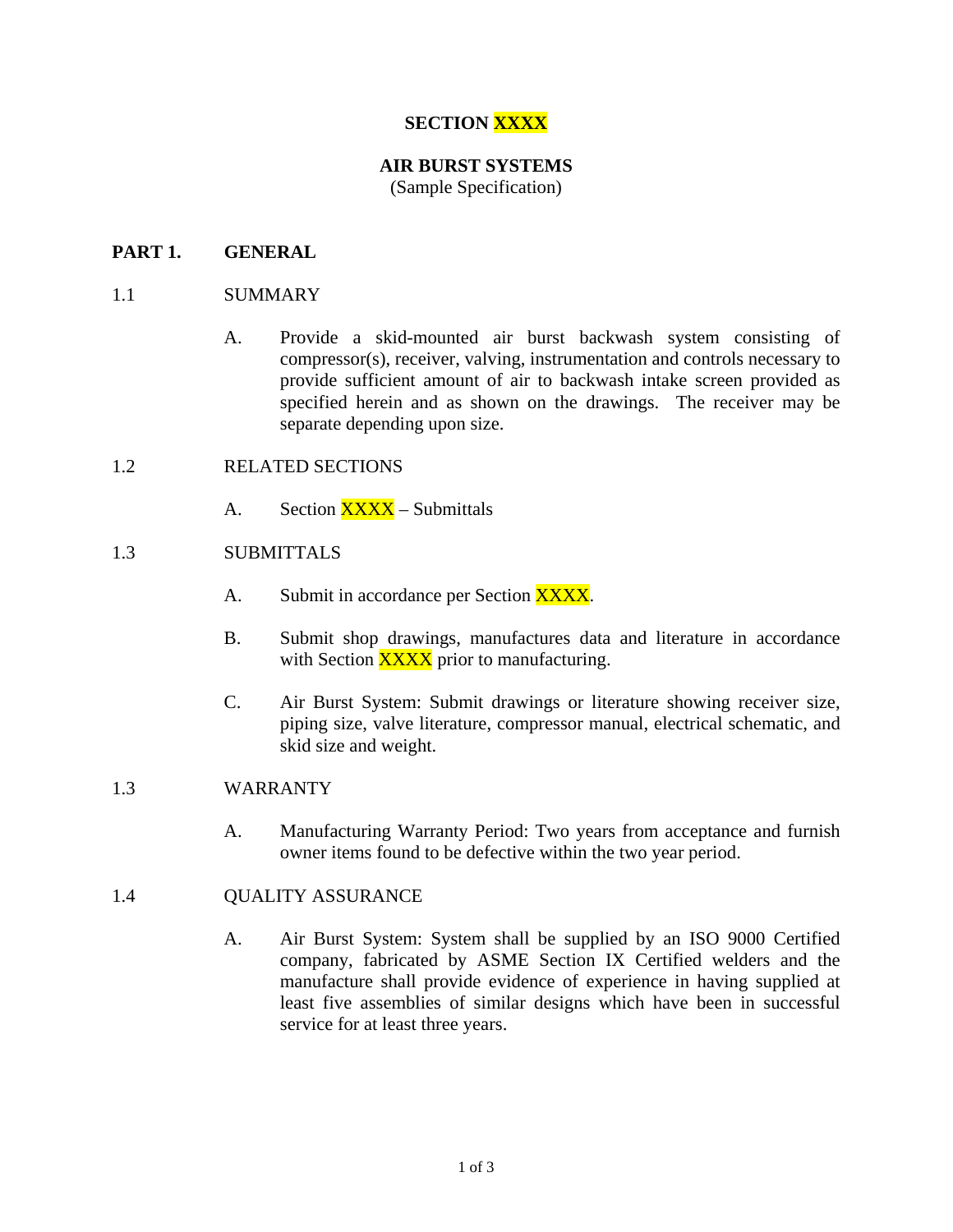# SECTION XXXX

## AIR BURST SYSTEMS

(Sample Specification)

## PART 1. GENERAL

### 1.1 SUMMARY

A. Provide a skid-mounted air burst backwash system consisting of compressor(s), receiver, valving, instrumentation and controls necessary to provide sufficient amount of air to backwash intake screen provided as specified herein and as shown on the drawings. The receiver may be separate depending upon size.

### 1.2 RELATED SECTIONS

A. Section XXXX – Submittals

### 1.3 SUBMITTALS

A. Submit in accordance per Section XXXX.

B. Submit shop drawings, manufactures data and literature in accordance with Section XXXX prior to manufacturing.

C. Air Burst System: Submit drawings or literature showing receiver size, piping size, valve literature, compressor manual, electrical schematic, and skid size and weight.

### 1.3 WARRANTY

A. Manufacturing Warranty Period: Two years from acceptance and furnish owner items found to be defective within the two year period.

### 1.4 QUALITY ASSURANCE

A. Air Burst System: System shall be supplied by an ISO 9000 Certified company, fabricated by ASME Section IX Certified welders and the manufacture shall provide evidence of experience in having supplied at least five assemblies of similar designs which have been in successful service for at least three years.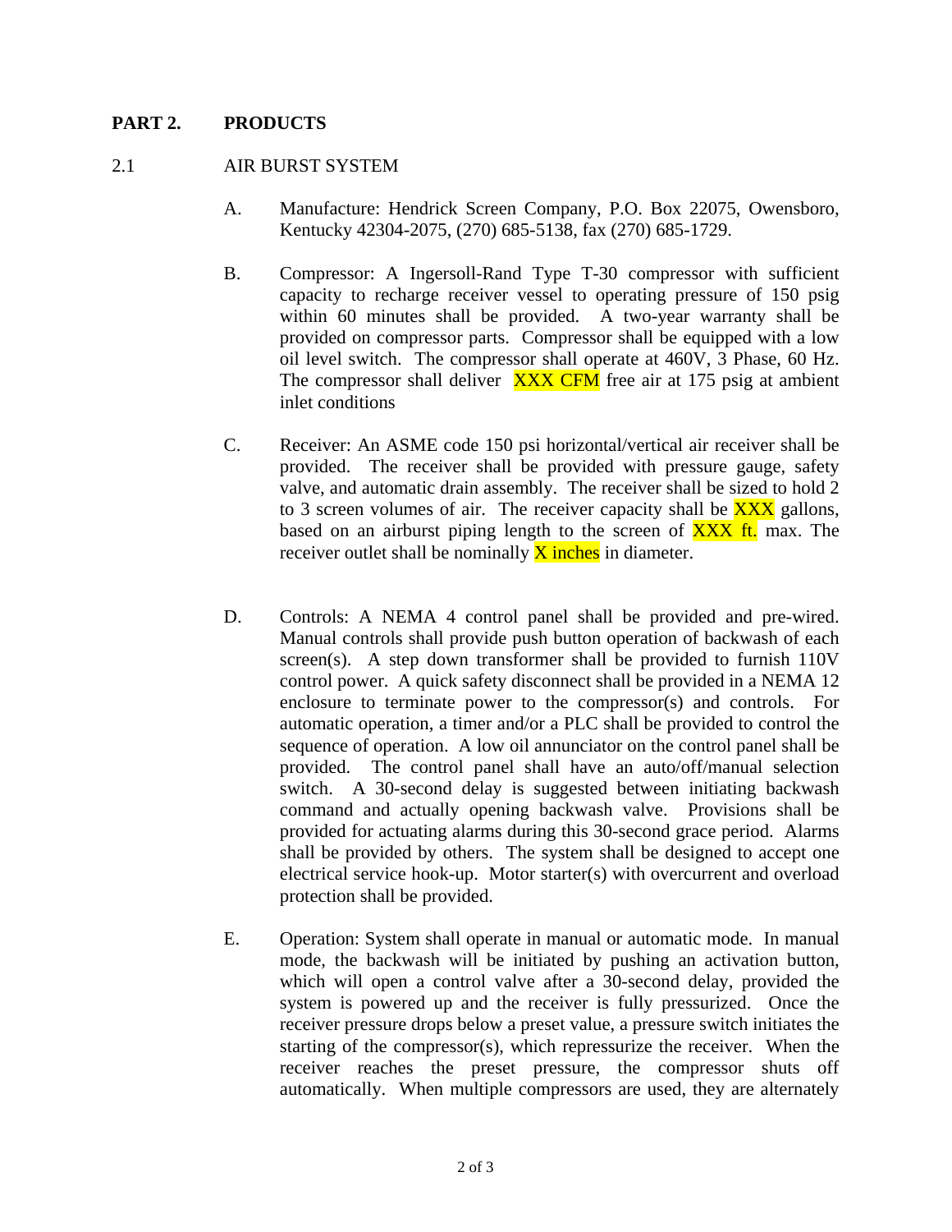## PART 2. PRODUCTS

### 2.1 AIR BURST SYSTEM

A. Manufacture: Hendrick Screen Company, P.O. Box 22075, Owensboro, Kentucky 42304-2075, (270) 685-5138, fax (270) 685-1729.

B. Compressor: A Ingersoll-Rand Type T-30 compressor with sufficient capacity to recharge receiver vessel to operating pressure of 150 psig within 60 minutes shall be provided. A two-year warranty shall be provided on compressor parts. Compressor shall be equipped with a low oil level switch. The compressor shall operate at 460V, 3 Phase, 60 Hz. The compressor shall deliver XXX CFM free air at 175 psig at ambient inlet conditions

C. Receiver: An ASME code 150 psi horizontal/vertical air receiver shall be provided. The receiver shall be provided with pressure gauge, safety valve, and automatic drain assembly. The receiver shall be sized to hold 2 to 3 screen volumes of air. The receiver capacity shall be XXX gallons, based on an airburst piping length to the screen of XXX ft. max. The receiver outlet shall be nominally X inches in diameter.

D. Controls: A NEMA 4 control panel shall be provided and pre-wired. Manual controls shall provide push button operation of backwash of each screen(s). A step down transformer shall be provided to furnish 110V control power. A quick safety disconnect shall be provided in a NEMA 12 enclosure to terminate power to the compressor(s) and controls. For automatic operation, a timer and/or a PLC shall be provided to control the sequence of operation. A low oil annunciator on the control panel shall be provided. The control panel shall have an auto/off/manual selection switch. A 30-second delay is suggested between initiating backwash command and actually opening backwash valve. Provisions shall be provided for actuating alarms during this 30-second grace period. Alarms shall be provided by others. The system shall be designed to accept one electrical service hook-up. Motor starter(s) with overcurrent and overload protection shall be provided.

E. Operation: System shall operate in manual or automatic mode. In manual mode, the backwash will be initiated by pushing an activation button, which will open a control valve after a 30-second delay, provided the system is powered up and the receiver is fully pressurized. Once the receiver pressure drops below a preset value, a pressure switch initiates the starting of the compressor(s), which repressurize the receiver. When the receiver reaches the preset pressure, the compressor shuts off automatically. When multiple compressors are used, they are alternately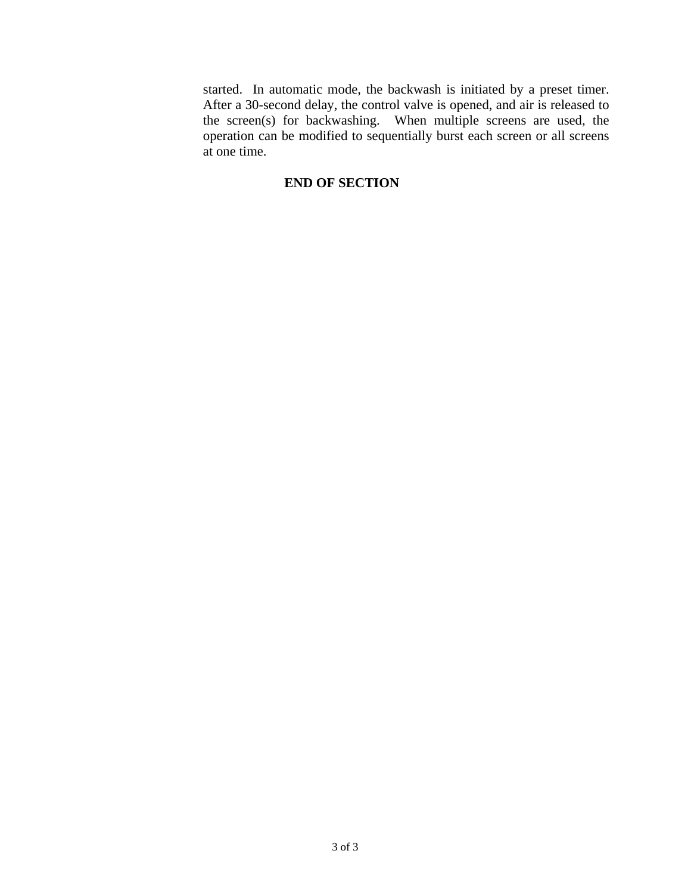started. In automatic mode, the backwash is initiated by a preset timer. After a 30-second delay, the control valve is opened, and air is released to the screen(s) for backwashing. When multiple screens are used, the operation can be modified to sequentially burst each screen or all screens at one time.

**END OF SECTION**